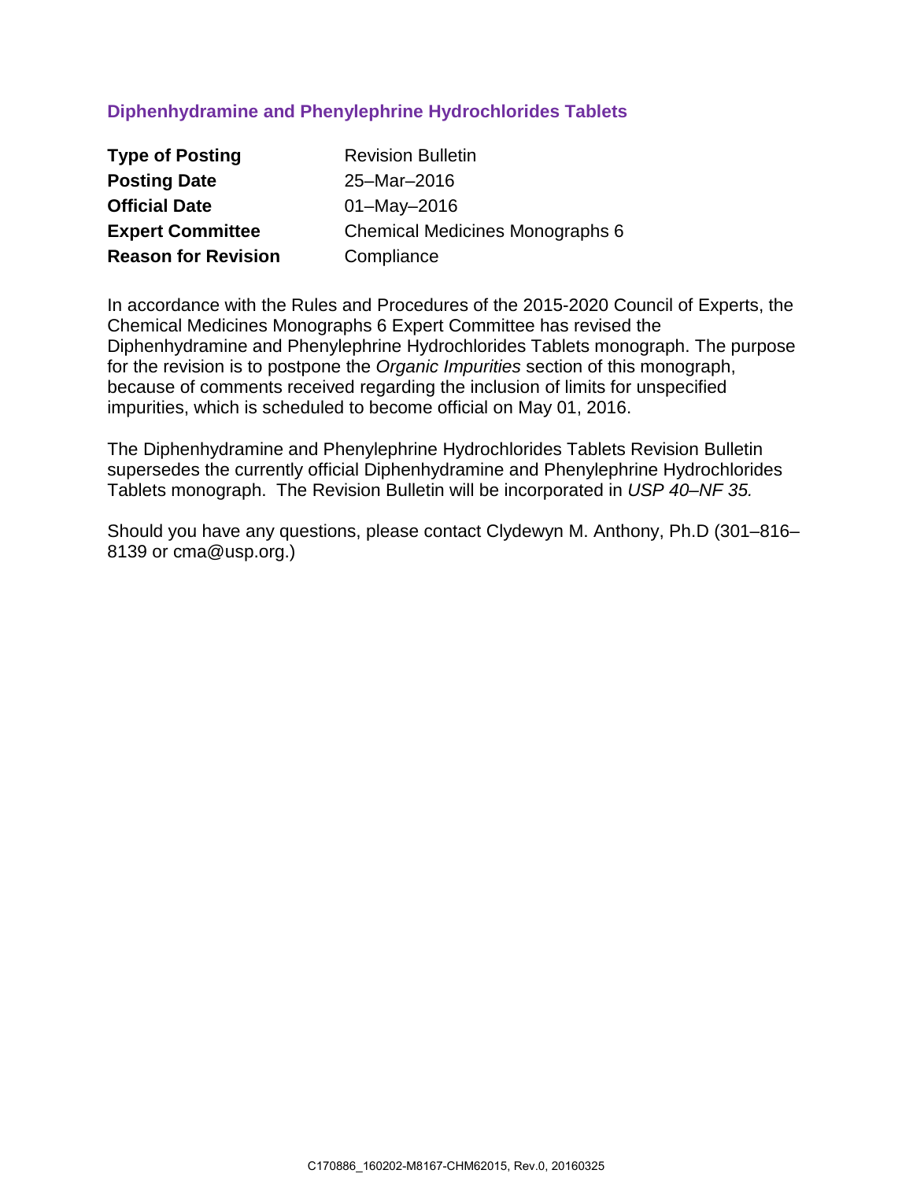# Diphenhydramine and Phenylephrine Hydrochlorides Tablets

| | |
|---|---|
| **Type of Posting** | Revision Bulletin |
| **Posting Date** | 25–Mar–2016 |
| **Official Date** | 01–May–2016 |
| **Expert Committee** | Chemical Medicines Monographs 6 |
| **Reason for Revision** | Compliance |

In accordance with the Rules and Procedures of the 2015-2020 Council of Experts, the Chemical Medicines Monographs 6 Expert Committee has revised the Diphenhydramine and Phenylephrine Hydrochlorides Tablets monograph. The purpose for the revision is to postpone the *Organic Impurities* section of this monograph, because of comments received regarding the inclusion of limits for unspecified impurities, which is scheduled to become official on May 01, 2016.

The Diphenhydramine and Phenylephrine Hydrochlorides Tablets Revision Bulletin supersedes the currently official Diphenhydramine and Phenylephrine Hydrochlorides Tablets monograph. The Revision Bulletin will be incorporated in *USP 40–NF 35.*

Should you have any questions, please contact Clydewyn M. Anthony, Ph.D (301–816–8139 or cma@usp.org.)

C170886_160202-M8167-CHM62015, Rev.0, 20160325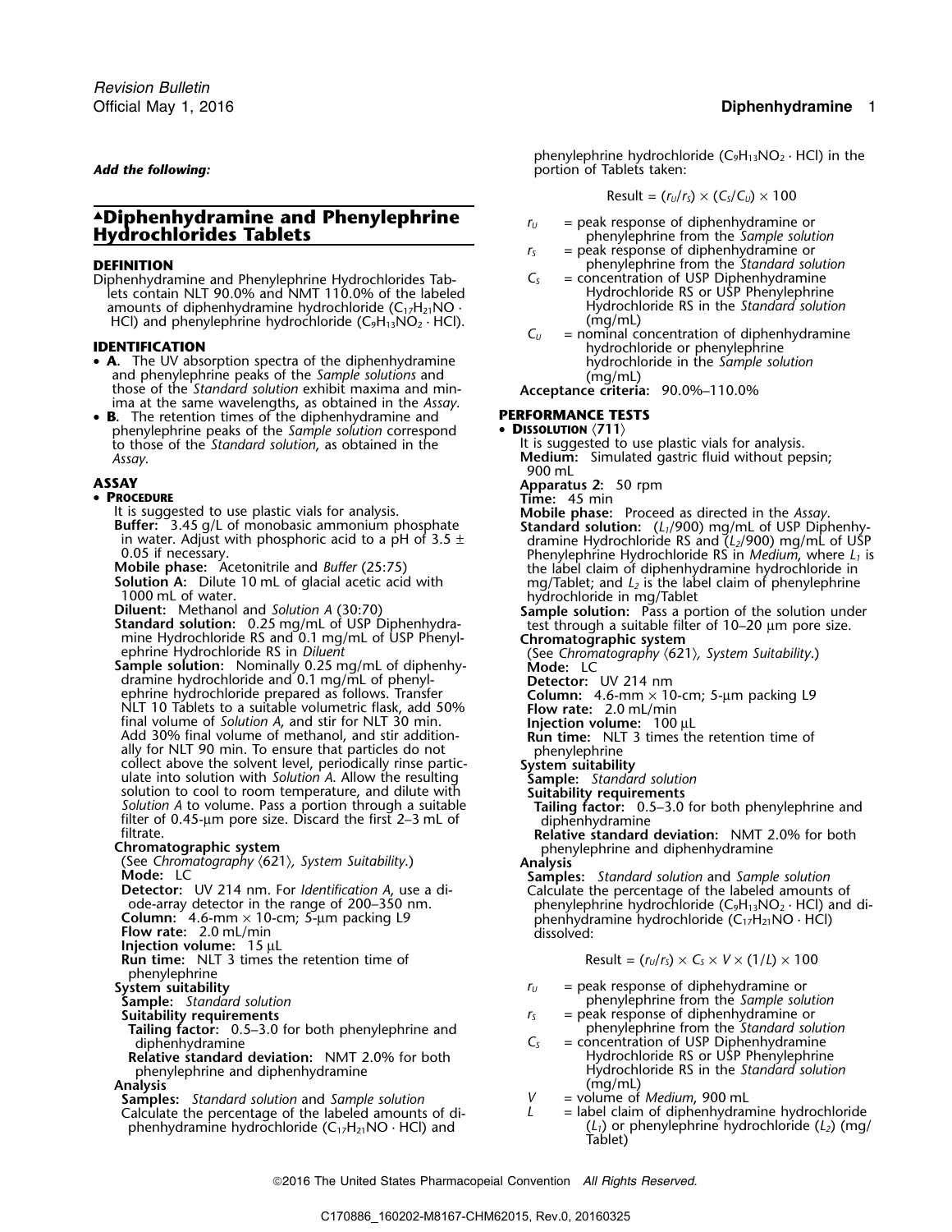*Add the following:*

# ▲Diphenhydramine and Phenylephrine Hydrochlorides Tablets

## DEFINITION

Diphenhydramine and Phenylephrine Hydrochlorides Tablets contain NLT 90.0% and NMT 110.0% of the labeled amounts of diphenhydramine hydrochloride ($C_{17}H_{21}NO \cdot HCl$) and phenylephrine hydrochloride ($C_9H_{13}NO_2 \cdot HCl$).

## IDENTIFICATION

- **A.** The UV absorption spectra of the diphenhydramine and phenylephrine peaks of the *Sample solutions* and those of the *Standard solution* exhibit maxima and minima at the same wavelengths, as obtained in the *Assay*.
- **B.** The retention times of the diphenhydramine and phenylephrine peaks of the *Sample solution* correspond to those of the *Standard solution*, as obtained in the *Assay*.

## ASSAY

- **Procedure**

It is suggested to use plastic vials for analysis.

**Buffer:** 3.45 g/L of monobasic ammonium phosphate in water. Adjust with phosphoric acid to a pH of 3.5 ± 0.05 if necessary.

**Mobile phase:** Acetonitrile and *Buffer* (25:75)

**Solution A:** Dilute 10 mL of glacial acetic acid with 1000 mL of water.

**Diluent:** Methanol and *Solution A* (30:70)

**Standard solution:** 0.25 mg/mL of USP Diphenhydramine Hydrochloride RS and 0.1 mg/mL of USP Phenylephrine Hydrochloride RS in *Diluent*

**Sample solution:** Nominally 0.25 mg/mL of diphenhydramine hydrochloride and 0.1 mg/mL of phenylephrine hydrochloride prepared as follows. Transfer NLT 10 Tablets to a suitable volumetric flask, add 50% final volume of *Solution A*, and stir for NLT 30 min. Add 30% final volume of methanol, and stir additionally for NLT 90 min. To ensure that particles do not collect above the solvent level, periodically rinse particulate into solution with *Solution A*. Allow the resulting solution to cool to room temperature, and dilute with *Solution A* to volume. Pass a portion through a suitable filter of 0.45-µm pore size. Discard the first 2–3 mL of filtrate.

**Chromatographic system**

(See *Chromatography* ⟨621⟩, *System Suitability*.)

**Mode:** LC

**Detector:** UV 214 nm. For *Identification A*, use a diode-array detector in the range of 200–350 nm.

**Column:** 4.6-mm × 10-cm; 5-µm packing L9

**Flow rate:** 2.0 mL/min

**Injection volume:** 15 µL

**Run time:** NLT 3 times the retention time of phenylephrine

**System suitability**

**Sample:** *Standard solution*

**Suitability requirements**

**Tailing factor:** 0.5–3.0 for both phenylephrine and diphenhydramine

**Relative standard deviation:** NMT 2.0% for both phenylephrine and diphenhydramine

**Analysis**

**Samples:** *Standard solution* and *Sample solution*

Calculate the percentage of the labeled amounts of diphenhydramine hydrochloride ($C_{17}H_{21}NO \cdot HCl$) and phenylephrine hydrochloride ($C_9H_{13}NO_2 \cdot HCl$) in the portion of Tablets taken:

$$\text{Result} = (r_U/r_S) \times (C_S/C_U) \times 100$$

- $r_U$ = peak response of diphenhydramine or phenylephrine from the *Sample solution*
- $r_S$ = peak response of diphenhydramine or phenylephrine from the *Standard solution*
- $C_S$ = concentration of USP Diphenhydramine Hydrochloride RS or USP Phenylephrine Hydrochloride RS in the *Standard solution* (mg/mL)
- $C_U$ = nominal concentration of diphenhydramine hydrochloride or phenylephrine hydrochloride in the *Sample solution* (mg/mL)

**Acceptance criteria:** 90.0%–110.0%

## PERFORMANCE TESTS

- **Dissolution** ⟨711⟩

It is suggested to use plastic vials for analysis.

**Medium:** Simulated gastric fluid without pepsin; 900 mL

**Apparatus 2:** 50 rpm

**Time:** 45 min

**Mobile phase:** Proceed as directed in the *Assay*.

**Standard solution:** ($L_1$/900) mg/mL of USP Diphenhydramine Hydrochloride RS and ($L_2$/900) mg/mL of USP Phenylephrine Hydrochloride RS in *Medium*, where $L_1$ is the label claim of diphenhydramine hydrochloride in mg/Tablet; and $L_2$ is the label claim of phenylephrine hydrochloride in mg/Tablet

**Sample solution:** Pass a portion of the solution under test through a suitable filter of 10–20 µm pore size.

**Chromatographic system**

(See *Chromatography* ⟨621⟩, *System Suitability*.)

**Mode:** LC

**Detector:** UV 214 nm

**Column:** 4.6-mm × 10-cm; 5-µm packing L9

**Flow rate:** 2.0 mL/min

**Injection volume:** 100 µL

**Run time:** NLT 3 times the retention time of phenylephrine

**System suitability**

**Sample:** *Standard solution*

**Suitability requirements**

**Tailing factor:** 0.5–3.0 for both phenylephrine and diphenhydramine

**Relative standard deviation:** NMT 2.0% for both phenylephrine and diphenhydramine

**Analysis**

**Samples:** *Standard solution* and *Sample solution*

Calculate the percentage of the labeled amounts of phenylephrine hydrochloride ($C_9H_{13}NO_2 \cdot HCl$) and diphenhydramine hydrochloride ($C_{17}H_{21}NO \cdot HCl$) dissolved:

$$\text{Result} = (r_U/r_S) \times C_S \times V \times (1/L) \times 100$$

- $r_U$ = peak response of diphehydramine or phenylephrine from the *Sample solution*
- $r_S$ = peak response of diphenhydramine or phenylephrine from the *Standard solution*
- $C_S$ = concentration of USP Diphenhydramine Hydrochloride RS or USP Phenylephrine Hydrochloride RS in the *Standard solution* (mg/mL)
- $V$ = volume of *Medium*, 900 mL
- $L$ = label claim of diphenhydramine hydrochloride ($L_1$) or phenylephrine hydrochloride ($L_2$) (mg/Tablet)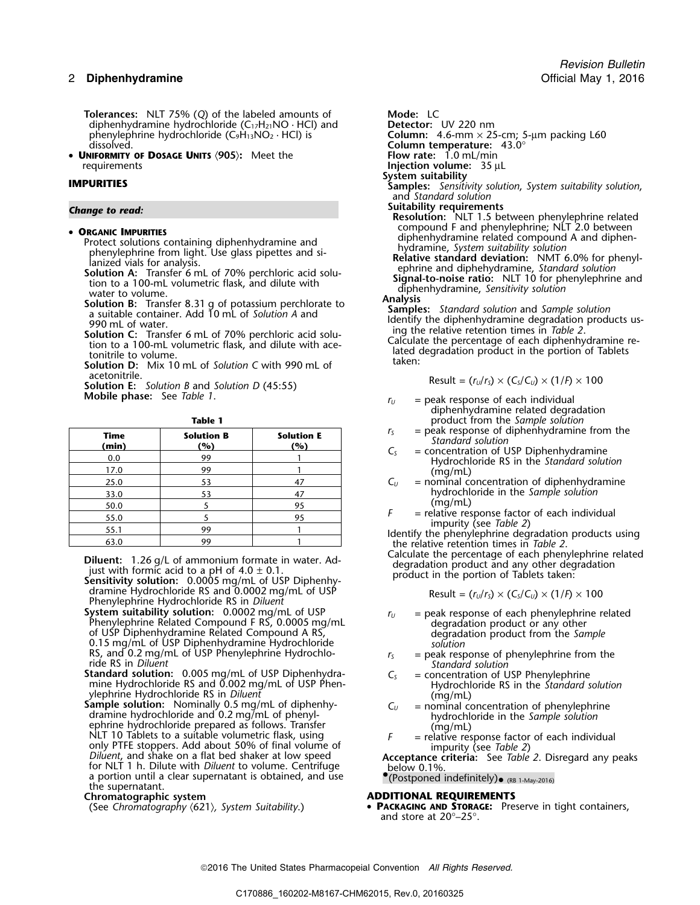**Tolerances:** NLT 75% (*Q*) of the labeled amounts of diphenhydramine hydrochloride ($C_{17}H_{21}NO \cdot HCl$) and phenylephrine hydrochloride ($C_9H_{13}NO_2 \cdot HCl$) is dissolved.

- **Uniformity of Dosage Units** ⟨905⟩: Meet the requirements

## IMPURITIES

***Change to read:***

- **Organic Impurities**

Protect solutions containing diphenhydramine and phenylephrine from light. Use glass pipettes and silanized vials for analysis.

**Solution A:** Transfer 6 mL of 70% perchloric acid solution to a 100-mL volumetric flask, and dilute with water to volume.

**Solution B:** Transfer 8.31 g of potassium perchlorate to a suitable container. Add 10 mL of *Solution A* and 990 mL of water.

**Solution C:** Transfer 6 mL of 70% perchloric acid solution to a 100-mL volumetric flask, and dilute with acetonitrile to volume.

**Solution D:** Mix 10 mL of *Solution C* with 990 mL of acetonitrile.

**Solution E:** *Solution B* and *Solution D* (45:55)

**Mobile phase:** See *Table 1*.

**Table 1**

| Time (min) | Solution B (%) | Solution E (%) |
|---|---|---|
| 0.0 | 99 | 1 |
| 17.0 | 99 | 1 |
| 25.0 | 53 | 47 |
| 33.0 | 53 | 47 |
| 50.0 | 5 | 95 |
| 55.0 | 5 | 95 |
| 55.1 | 99 | 1 |
| 63.0 | 99 | 1 |

**Diluent:** 1.26 g/L of ammonium formate in water. Adjust with formic acid to a pH of 4.0 ± 0.1.

**Sensitivity solution:** 0.0005 mg/mL of USP Diphenhydramine Hydrochloride RS and 0.0002 mg/mL of USP Phenylephrine Hydrochloride RS in *Diluent*

**System suitability solution:** 0.0002 mg/mL of USP Phenylephrine Related Compound F RS, 0.0005 mg/mL of USP Diphenhydramine Related Compound A RS, 0.15 mg/mL of USP Diphenhydramine Hydrochloride RS, and 0.2 mg/mL of USP Phenylephrine Hydrochloride RS in *Diluent*

**Standard solution:** 0.005 mg/mL of USP Diphenhydramine Hydrochloride RS and 0.002 mg/mL of USP Phenylephrine Hydrochloride RS in *Diluent*

**Sample solution:** Nominally 0.5 mg/mL of diphenhydramine hydrochloride and 0.2 mg/mL of phenylephrine hydrochloride prepared as follows. Transfer NLT 10 Tablets to a suitable volumetric flask, using only PTFE stoppers. Add about 50% of final volume of *Diluent*, and shake on a flat bed shaker at low speed for NLT 1 h. Dilute with *Diluent* to volume. Centrifuge a portion until a clear supernatant is obtained, and use the supernatant.

**Chromatographic system**

(See *Chromatography* ⟨621⟩, *System Suitability.*)

**Mode:** LC

**Detector:** UV 220 nm

**Column:** 4.6-mm × 25-cm; 5-µm packing L60

**Column temperature:** 43.0°

**Flow rate:** 1.0 mL/min

**Injection volume:** 35 µL

**System suitability**

**Samples:** *Sensitivity solution*, *System suitability solution*, and *Standard solution*

**Suitability requirements**

**Resolution:** NLT 1.5 between phenylephrine related compound F and phenylephrine; NLT 2.0 between diphenhydramine related compound A and diphenhydramine, *System suitability solution*

**Relative standard deviation:** NMT 6.0% for phenylephrine and diphehydramine, *Standard solution*

**Signal-to-noise ratio:** NLT 10 for phenylephrine and diphenhydramine, *Sensitivity solution*

**Analysis**

**Samples:** *Standard solution* and *Sample solution*

Identify the diphenhydramine degradation products using the relative retention times in *Table 2*.

Calculate the percentage of each diphenhydramine related degradation product in the portion of Tablets taken:

$$\text{Result} = (r_U/r_S) \times (C_S/C_U) \times (1/F) \times 100$$

$r_U$ = peak response of each individual diphenhydramine related degradation product from the *Sample solution*

$r_S$ = peak response of diphenhydramine from the *Standard solution*

$C_S$ = concentration of USP Diphenhydramine Hydrochloride RS in the *Standard solution* (mg/mL)

$C_U$ = nominal concentration of diphenhydramine hydrochloride in the *Sample solution* (mg/mL)

$F$ = relative response factor of each individual impurity (see *Table 2*)

Identify the phenylephrine degradation products using the relative retention times in *Table 2*.

Calculate the percentage of each phenylephrine related degradation product and any other degradation product in the portion of Tablets taken:

$$\text{Result} = (r_U/r_S) \times (C_S/C_U) \times (1/F) \times 100$$

$r_U$ = peak response of each phenylephrine related degradation product or any other degradation product from the *Sample solution*

$r_S$ = peak response of phenylephrine from the *Standard solution*

$C_S$ = concentration of USP Phenylephrine Hydrochloride RS in the *Standard solution* (mg/mL)

$C_U$ = nominal concentration of phenylephrine hydrochloride in the *Sample solution* (mg/mL)

$F$ = relative response factor of each individual impurity (see *Table 2*)

**Acceptance criteria:** See *Table 2*. Disregard any peaks below 0.1%.

•(Postponed indefinitely)• (RB 1-May-2016)

## ADDITIONAL REQUIREMENTS

- **Packaging and Storage:** Preserve in tight containers, and store at 20°–25°.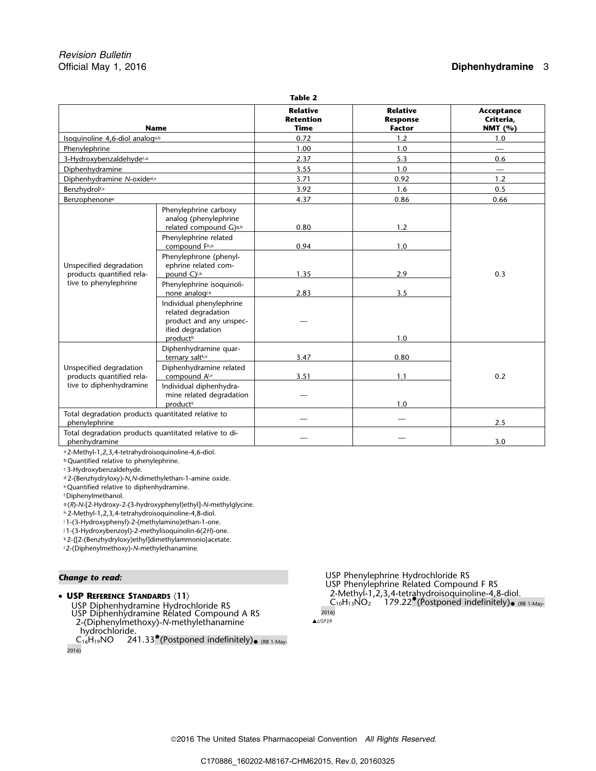**Table 2**

| Name | | Relative Retention Time | Relative Response Factor | Acceptance Criteria, NMT (%) |
|---|---|---|---|---|
| Isoquinoline 4,6-diol analog[a,b] | | 0.72 | 1.2 | 1.0 |
| Phenylephrine | | 1.00 | 1.0 | — |
| 3-Hydroxybenzaldehyde[c,b] | | 2.37 | 5.3 | 0.6 |
| Diphenhydramine | | 3.55 | 1.0 | — |
| Diphenhydramine *N*-oxide[d,e] | | 3.71 | 0.92 | 1.2 |
| Benzhydrol[f,e] | | 3.92 | 1.6 | 0.5 |
| Benzophenone[e] | | 4.37 | 0.86 | 0.66 |
| Unspecified degradation products quantified relative to phenylephrine | Phenylephrine carboxy analog (phenylephrine related compound G)[g,b] | 0.80 | 1.2 | 0.3 |
| | Phenylephrine related compound F[h,b] | 0.94 | 1.0 | |
| | Phenylephrone (phenylephrine related compound C)[i,b] | 1.35 | 2.9 | |
| | Phenylephrine isoquinolinone analog[j,b] | 2.83 | 3.5 | |
| | Individual phenylephrine related degradation product and any unspecified degradation product[b] | — | 1.0 | |
| Unspecified degradation products quantified relative to diphenhydramine | Diphenhydramine quaternary salt[k,e] | 3.47 | 0.80 | 0.2 |
| | Diphenhydramine related compound A[l,e] | 3.51 | 1.1 | |
| | Individual diphenhydramine related degradation product[e] | — | 1.0 | |
| Total degradation products quantitated relative to phenylephrine | | — | — | 2.5 |
| Total degradation products quantitated relative to diphenhydramine | | — | — | 3.0 |

[a] 2-Methyl-1,2,3,4-tetrahydroisoquinoline-4,6-diol.
[b] Quantified relative to phenylephrine.
[c] 3-Hydroxybenzaldehyde.
[d] 2-(Benzhydryloxy)-*N*,*N*-dimethylethan-1-amine oxide.
[e] Quantified relative to diphenhydramine.
[f] Diphenylmethanol.
[g] (*R*)-*N*-[2-Hydroxy-2-(3-hydroxyphenyl)ethyl]-*N*-methylglycine.
[h] 2-Methyl-1,2,3,4-tetrahydroisoquinoline-4,8-diol.
[i] 1-(3-Hydroxyphenyl)-2-(methylamino)ethan-1-one.
[j] 1-(3-Hydroxybenzoyl)-2-methylisoquinolin-6(2*H*)-one.
[k] 2-{[2-(Benzhydryloxy)ethyl]dimethylammonio}acetate.
[l] 2-(Diphenylmethoxy)-*N*-methylethanamine.

***Change to read:***

- **USP Reference Standards** ⟨11⟩
  USP Diphenhydramine Hydrochloride RS
  USP Diphenhydramine Related Compound A RS
  2-(Diphenylmethoxy)-*N*-methylethanamine hydrochloride.
  $C_{16}H_{19}NO$ 241.33 ●(Postponed indefinitely)● (RB 1-May-2016)
  USP Phenylephrine Hydrochloride RS
  USP Phenylephrine Related Compound F RS
  2-Methyl-1,2,3,4-tetrahydroisoquinoline-4,8-diol.
  $C_{10}H_{13}NO_2$ 179.22 ●(Postponed indefinitely)● (RB 1-May-2016)
  ▲*USP39*